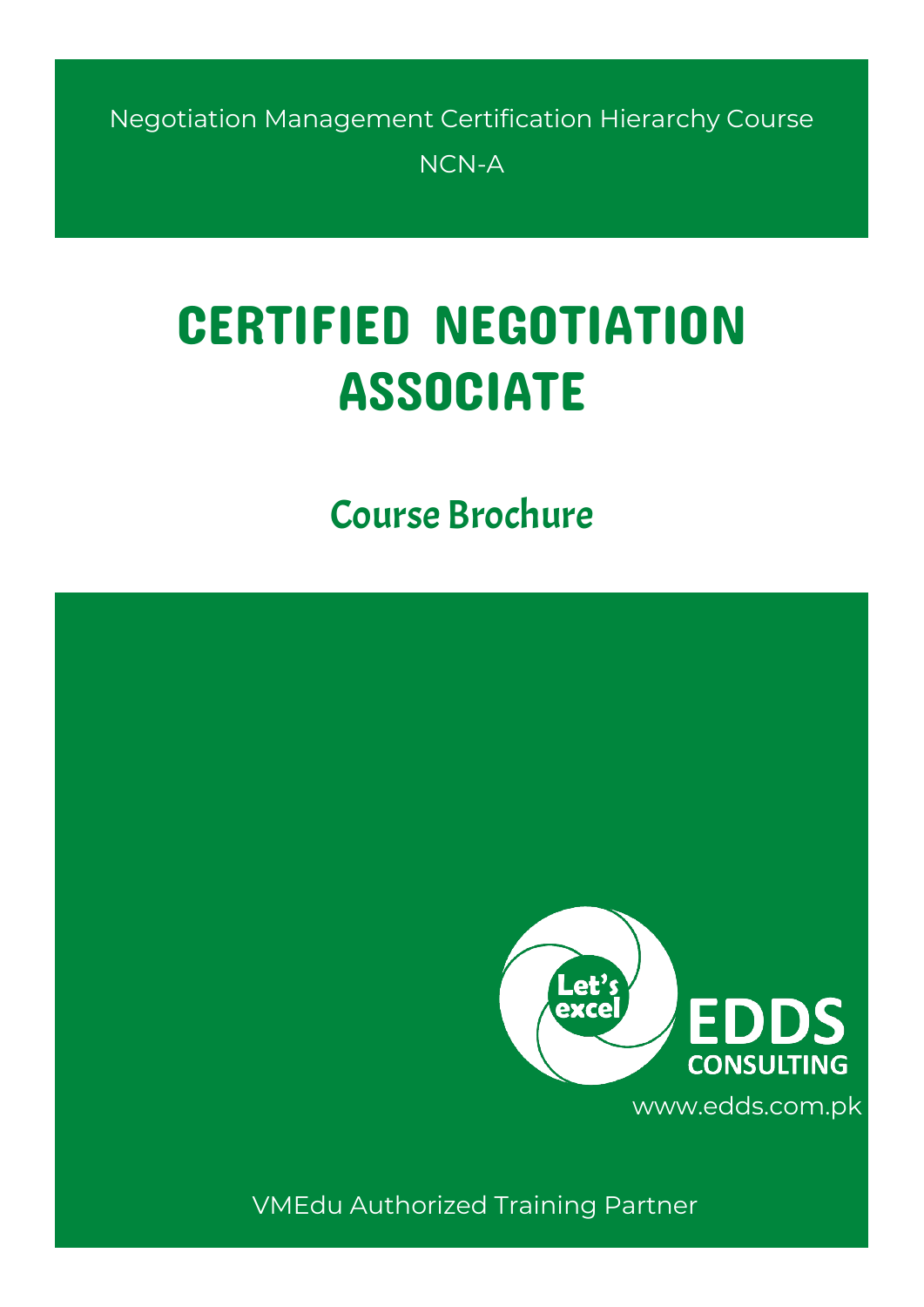Negotiation Management Certification Hierarchy Course

NCN-A

# CERTIFIED NEGOTIATION ASSOCIATE

## Course Brochure

Let's excel

EDDS CONSULTING

www.edds.com.pk

VMEdu Authorized Training Partner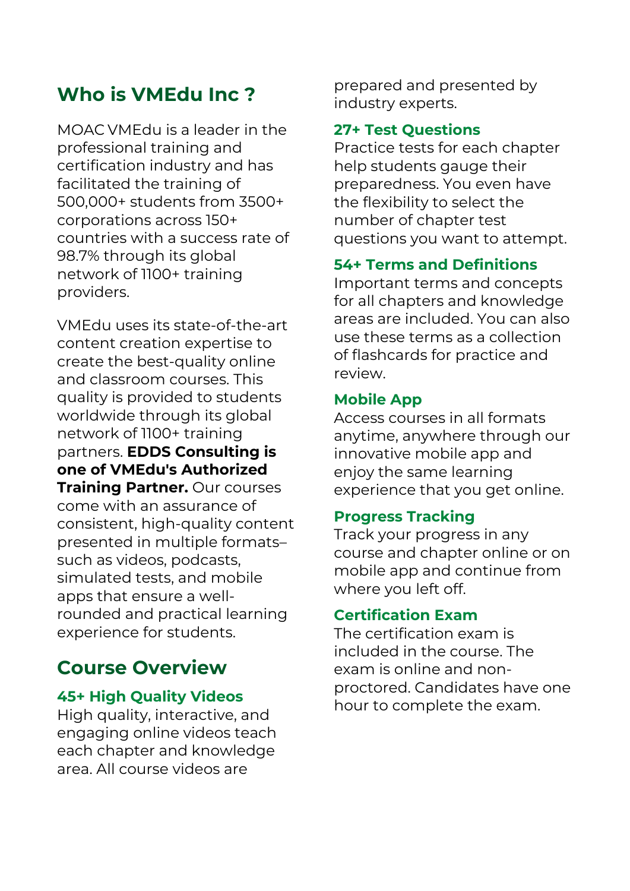## Who is VMEdu Inc ?

MOAC VMEdu is a leader in the professional training and certification industry and has facilitated the training of 500,000+ students from 3500+ corporations across 150+ countries with a success rate of 98.7% through its global network of 1100+ training providers.

VMEdu uses its state-of-the-art content creation expertise to create the best-quality online and classroom courses. This quality is provided to students worldwide through its global network of 1100+ training partners. **EDDS Consulting is one of VMEdu's Authorized Training Partner.** Our courses come with an assurance of consistent, high-quality content presented in multiple formats– such as videos, podcasts, simulated tests, and mobile apps that ensure a well-rounded and practical learning experience for students.

## Course Overview

### 45+ High Quality Videos

High quality, interactive, and engaging online videos teach each chapter and knowledge area. All course videos are prepared and presented by industry experts.

### 27+ Test Questions

Practice tests for each chapter help students gauge their preparedness. You even have the flexibility to select the number of chapter test questions you want to attempt.

### 54+ Terms and Definitions

Important terms and concepts for all chapters and knowledge areas are included. You can also use these terms as a collection of flashcards for practice and review.

### Mobile App

Access courses in all formats anytime, anywhere through our innovative mobile app and enjoy the same learning experience that you get online.

### Progress Tracking

Track your progress in any course and chapter online or on mobile app and continue from where you left off.

### Certification Exam

The certification exam is included in the course. The exam is online and non-proctored. Candidates have one hour to complete the exam.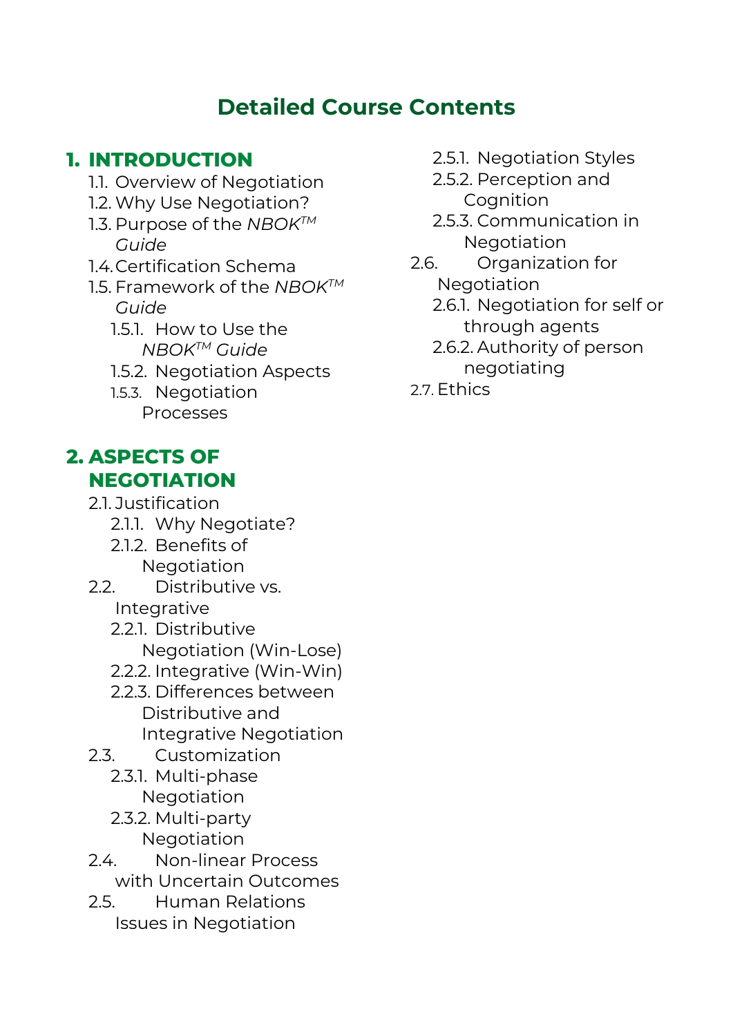# Detailed Course Contents

## 1. INTRODUCTION

- 1.1. Overview of Negotiation
- 1.2. Why Use Negotiation?
- 1.3. Purpose of the *NBOK™ Guide*
- 1.4. Certification Schema
- 1.5. Framework of the *NBOK™ Guide*
  - 1.5.1. How to Use the *NBOK™ Guide*
  - 1.5.2. Negotiation Aspects
  - 1.5.3. Negotiation Processes

## 2. ASPECTS OF NEGOTIATION

- 2.1. Justification
  - 2.1.1. Why Negotiate?
  - 2.1.2. Benefits of Negotiation
- 2.2. Distributive vs. Integrative
  - 2.2.1. Distributive Negotiation (Win-Lose)
  - 2.2.2. Integrative (Win-Win)
  - 2.2.3. Differences between Distributive and Integrative Negotiation
- 2.3. Customization
  - 2.3.1. Multi-phase Negotiation
  - 2.3.2. Multi-party Negotiation
- 2.4. Non-linear Process with Uncertain Outcomes
- 2.5. Human Relations Issues in Negotiation
  - 2.5.1. Negotiation Styles
  - 2.5.2. Perception and Cognition
  - 2.5.3. Communication in Negotiation
- 2.6. Organization for Negotiation
  - 2.6.1. Negotiation for self or through agents
  - 2.6.2. Authority of person negotiating
- 2.7. Ethics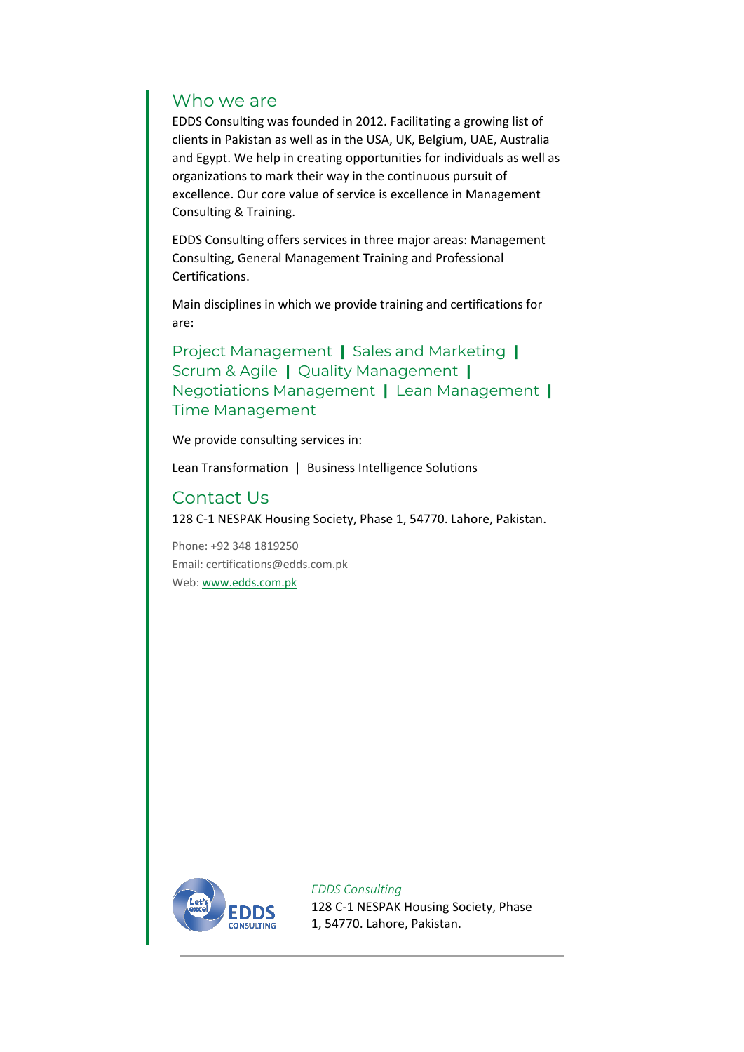## Who we are

EDDS Consulting was founded in 2012. Facilitating a growing list of clients in Pakistan as well as in the USA, UK, Belgium, UAE, Australia and Egypt. We help in creating opportunities for individuals as well as organizations to mark their way in the continuous pursuit of excellence. Our core value of service is excellence in Management Consulting & Training.

EDDS Consulting offers services in three major areas: Management Consulting, General Management Training and Professional Certifications.

Main disciplines in which we provide training and certifications for are:

Project Management | Sales and Marketing | Scrum & Agile | Quality Management | Negotiations Management | Lean Management | Time Management

We provide consulting services in:

Lean Transformation | Business Intelligence Solutions

## Contact Us

128 C-1 NESPAK Housing Society, Phase 1, 54770. Lahore, Pakistan.

Phone: +92 348 1819250
Email: certifications@edds.com.pk
Web: www.edds.com.pk

*EDDS Consulting*
128 C-1 NESPAK Housing Society, Phase 1, 54770. Lahore, Pakistan.